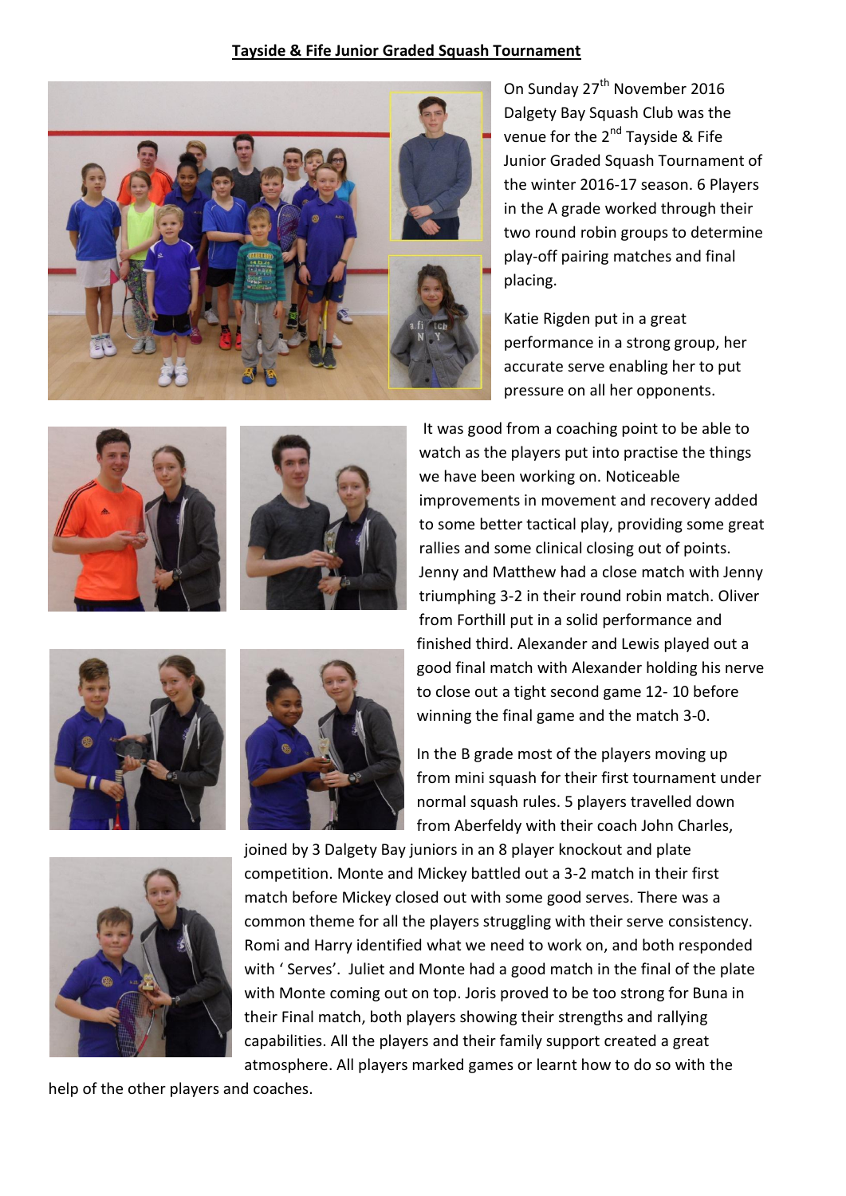# Tayside & Fife Junior Graded Squash Tournament

On Sunday 27th November 2016 Dalgety Bay Squash Club was the venue for the 2nd Tayside & Fife Junior Graded Squash Tournament of the winter 2016-17 season. 6 Players in the A grade worked through their two round robin groups to determine play-off pairing matches and final placing.

Katie Rigden put in a great performance in a strong group, her accurate serve enabling her to put pressure on all her opponents.

It was good from a coaching point to be able to watch as the players put into practise the things we have been working on. Noticeable improvements in movement and recovery added to some better tactical play, providing some great rallies and some clinical closing out of points. Jenny and Matthew had a close match with Jenny triumphing 3-2 in their round robin match. Oliver from Forthill put in a solid performance and finished third. Alexander and Lewis played out a good final match with Alexander holding his nerve to close out a tight second game 12- 10 before winning the final game and the match 3-0.

In the B grade most of the players moving up from mini squash for their first tournament under normal squash rules. 5 players travelled down from Aberfeldy with their coach John Charles, joined by 3 Dalgety Bay juniors in an 8 player knockout and plate competition. Monte and Mickey battled out a 3-2 match in their first match before Mickey closed out with some good serves. There was a common theme for all the players struggling with their serve consistency. Romi and Harry identified what we need to work on, and both responded with ' Serves'. Juliet and Monte had a good match in the final of the plate with Monte coming out on top. Joris proved to be too strong for Buna in their Final match, both players showing their strengths and rallying capabilities. All the players and their family support created a great atmosphere. All players marked games or learnt how to do so with the help of the other players and coaches.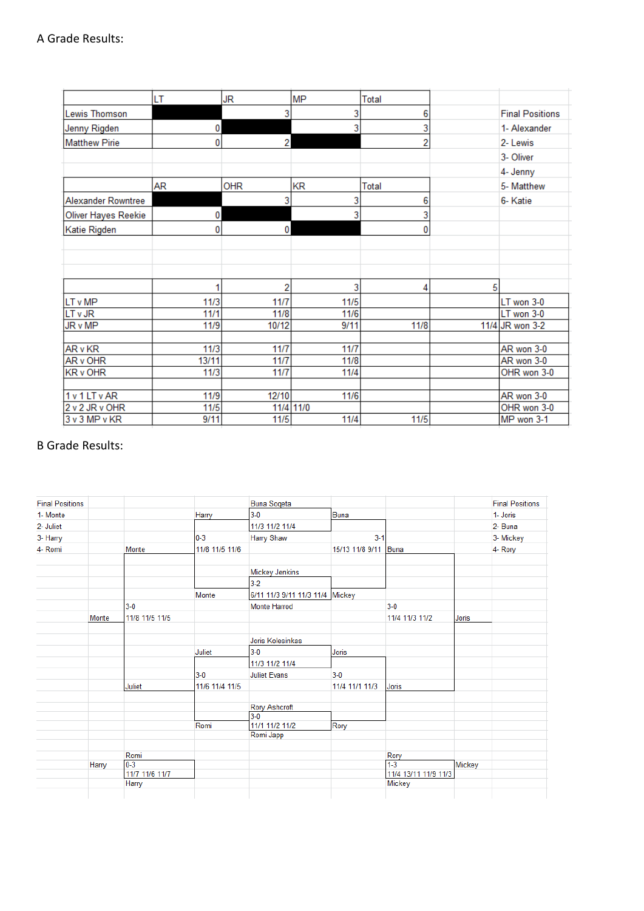A Grade Results:

| | LT | JR | MP | Total |
|---|---|---|---|---|
| Lewis Thomson | | 3 | 3 | 6 |
| Jenny Rigden | 0 | | 3 | 3 |
| Matthew Pirie | 0 | 2 | | 2 |

| | AR | OHR | KR | Total |
|---|---|---|---|---|
| Alexander Rowntree | | 3 | 3 | 6 |
| Oliver Hayes Reekie | 0 | | 3 | 3 |
| Katie Rigden | 0 | 0 | | 0 |

Final Positions

1- Alexander
2- Lewis
3- Oliver
4- Jenny
5- Matthew
6- Katie

| | 1 | 2 | 3 | 4 | 5 | |
|---|---|---|---|---|---|---|
| LT v MP | 11/3 | 11/7 | 11/5 | | | LT won 3-0 |
| LT v JR | 11/1 | 11/8 | 11/6 | | | LT won 3-0 |
| JR v MP | 11/9 | 10/12 | 9/11 | 11/8 | 11/4 | JR won 3-2 |
| | | | | | | |
| AR v KR | 11/3 | 11/7 | 11/7 | | | AR won 3-0 |
| AR v OHR | 13/11 | 11/7 | 11/8 | | | AR won 3-0 |
| KR v OHR | 11/3 | 11/7 | 11/4 | | | OHR won 3-0 |
| | | | | | | |
| 1 v 1 LT v AR | 11/9 | 12/10 | 11/6 | | | AR won 3-0 |
| 2 v 2 JR v OHR | 11/5 | 11/4 | 11/0 | | | OHR won 3-0 |
| 3 v 3 MP v KR | 9/11 | 11/5 | 11/4 | 11/5 | | MP won 3-1 |

B Grade Results:

Final Positions (left)

1- Monte
2- Juliet
3- Harry
4- Romi

Final Positions (right)

1- Joris
2- Buna
3- Mickey
4- Rory

Main draw, first round:

- Buna Soqeta v Harry Shaw: Buna won 3-0 (11/3 11/2 11/4)
- Mickey Jenkins v Monte Harrod: Mickey won 3-2 (6/11 11/3 9/11 11/3 11/4)
- Joris Kolesinkas v Juliet Evans: Joris won 3-0 (11/3 11/2 11/4)
- Rory Ashcroft v Romi Japp: Rory won 3-0 (11/1 11/2 11/2)

Main draw, semi-finals:

- Buna v Mickey: 3-1 (15/13 11/8 9/11) — Buna
- Joris v Rory: 3-0 (11/4 11/1 11/3) — Joris

Main draw, final:

- Buna v Joris: 3-0 (11/4 11/3 11/2) — Joris

Main draw, 3rd/4th place:

- Rory v Mickey: 1-3 (11/4 13/11 11/9 11/3) — Mickey

Plate draw, first round:

- Harry v Monte: 0-3 (11/8 11/5 11/6) — Monte
- Juliet v Romi: 3-0 (11/6 11/4 11/5) — Juliet

Plate draw, final:

- Monte v Juliet: 3-0 (11/8 11/5 11/5) — Monte

Plate draw, 3rd/4th place:

- Romi v Harry: 0-3 (11/7 11/6 11/7) — Harry